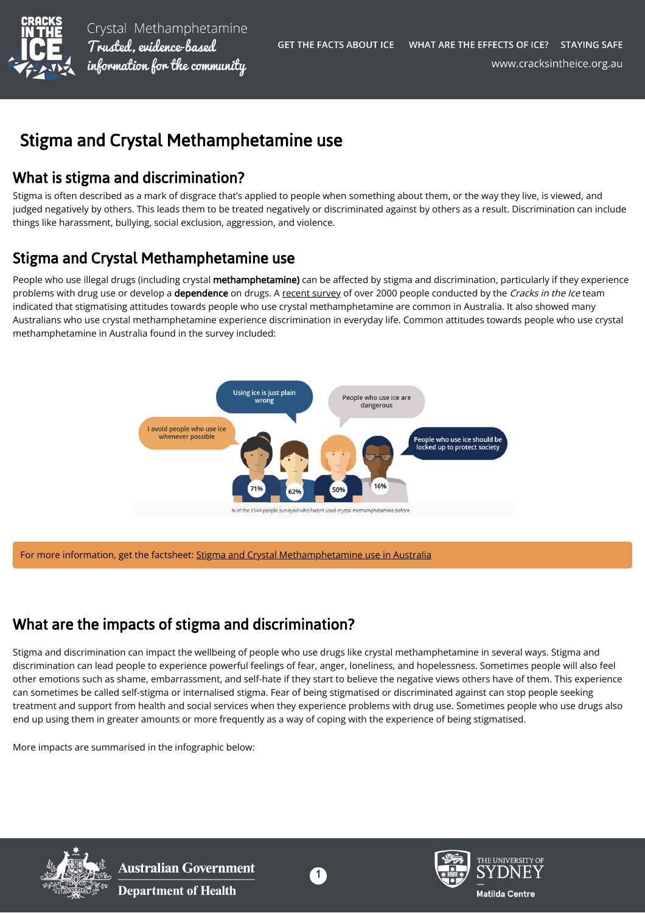# Stigma and Crystal Methamphetamine use

## What is stigma and discrimination?

Stigma is often described as a mark of disgrace that's applied to people when something about them, or the way they live, is viewed, and judged negatively by others. This leads them to be treated negatively or discriminated against by others as a result. Discrimination can include things like harassment, bullying, social exclusion, aggression, and violence.

## Stigma and Crystal Methamphetamine use

People who use illegal drugs (including crystal **methamphetamine)** can be affected by stigma and discrimination, particularly if they experience problems with drug use or develop a **dependence** on drugs. A recent survey of over 2000 people conducted by the *Cracks in the Ice* team indicated that stigmatising attitudes towards people who use crystal methamphetamine are common in Australia. It also showed many Australians who use crystal methamphetamine experience discrimination in everyday life. Common attitudes towards people who use crystal methamphetamine in Australia found in the survey included:

- I avoid people who use ice whenever possible – 71%
- Using ice is just plain wrong – 62%
- People who use ice are dangerous – 50%
- People who use ice should be locked up to protect society – 16%

% of the 1544 people surveyed who hadn't used crystal methamphetamine before

For more information, get the factsheet: Stigma and Crystal Methamphetamine use in Australia

## What are the impacts of stigma and discrimination?

Stigma and discrimination can impact the wellbeing of people who use drugs like crystal methamphetamine in several ways. Stigma and discrimination can lead people to experience powerful feelings of fear, anger, loneliness, and hopelessness. Sometimes people will also feel other emotions such as shame, embarrassment, and self-hate if they start to believe the negative views others have of them. This experience can sometimes be called self-stigma or internalised stigma. Fear of being stigmatised or discriminated against can stop people seeking treatment and support from health and social services when they experience problems with drug use. Sometimes people who use drugs also end up using them in greater amounts or more frequently as a way of coping with the experience of being stigmatised.

More impacts are summarised in the infographic below: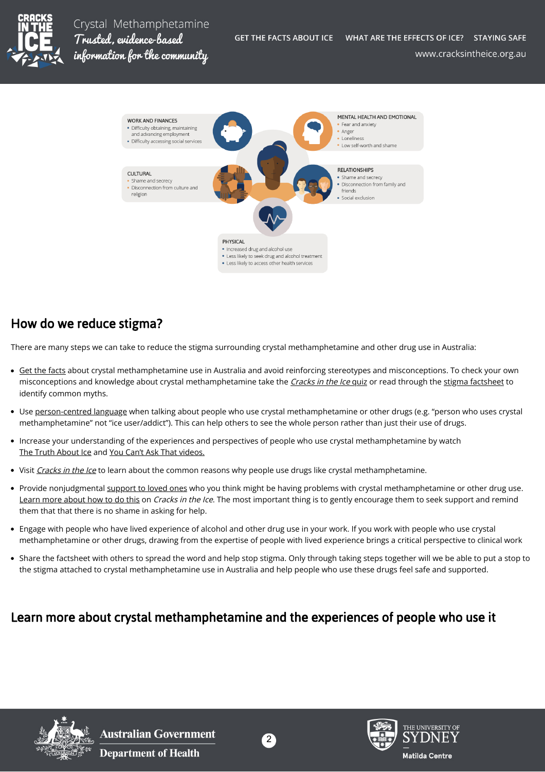WORK AND FINANCES

- Difficulty obtaining, maintaining and advancing employment
- Difficulty accessing social services

MENTAL HEALTH AND EMOTIONAL

- Fear and anxiety
- Anger
- Loneliness
- Low self-worth and shame

CULTURAL

- Shame and secrecy
- Disconnection from culture and religion

RELATIONSHIPS

- Shame and secrecy
- Disconnection from family and friends
- Social exclusion

PHYSICAL

- Increased drug and alcohol use
- Less likely to seek drug and alcohol treatment
- Less likely to access other health services

## How do we reduce stigma?

There are many steps we can take to reduce the stigma surrounding crystal methamphetamine and other drug use in Australia:

- Get the facts about crystal methamphetamine use in Australia and avoid reinforcing stereotypes and misconceptions. To check your own misconceptions and knowledge about crystal methamphetamine take the *Cracks in the Ice* quiz or read through the stigma factsheet to identify common myths.
- Use person-centred language when talking about people who use crystal methamphetamine or other drugs (e.g. "person who uses crystal methamphetamine" not "ice user/addict"). This can help others to see the whole person rather than just their use of drugs.
- Increase your understanding of the experiences and perspectives of people who use crystal methamphetamine by watch The Truth About Ice and You Can't Ask That videos.
- Visit *Cracks in the Ice* to learn about the common reasons why people use drugs like crystal methamphetamine.
- Provide nonjudgmental support to loved ones who you think might be having problems with crystal methamphetamine or other drug use. Learn more about how to do this on *Cracks in the Ice*. The most important thing is to gently encourage them to seek support and remind them that that there is no shame in asking for help.
- Engage with people who have lived experience of alcohol and other drug use in your work. If you work with people who use crystal methamphetamine or other drugs, drawing from the expertise of people with lived experience brings a critical perspective to clinical work
- Share the factsheet with others to spread the word and help stop stigma. Only through taking steps together will we be able to put a stop to the stigma attached to crystal methamphetamine use in Australia and help people who use these drugs feel safe and supported.

## Learn more about crystal methamphetamine and the experiences of people who use it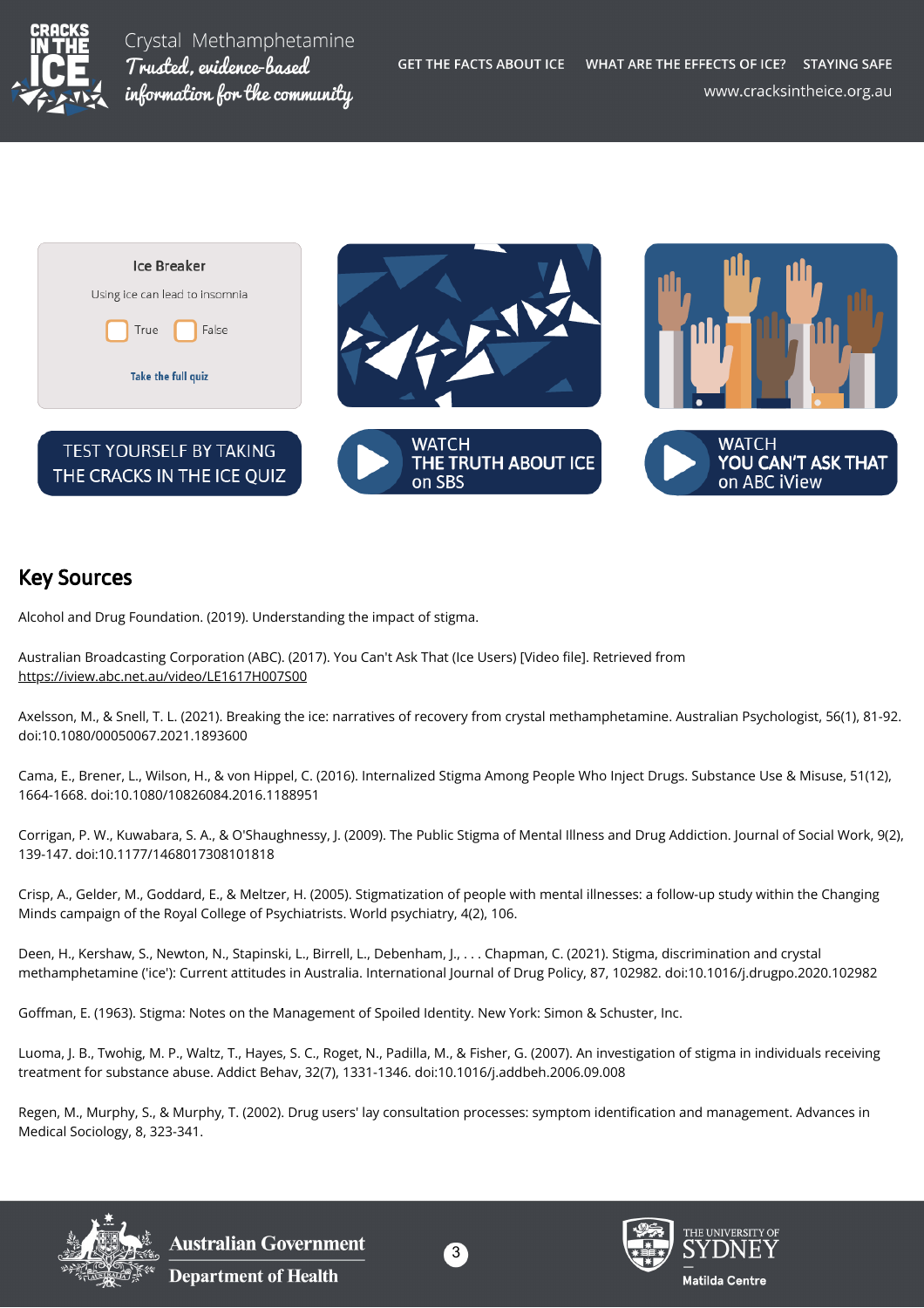Ice Breaker

Using ice can lead to insomnia

True  False

Take the full quiz

TEST YOURSELF BY TAKING THE CRACKS IN THE ICE QUIZ

WATCH THE TRUTH ABOUT ICE on SBS

WATCH YOU CAN'T ASK THAT on ABC iView

## Key Sources

Alcohol and Drug Foundation. (2019). Understanding the impact of stigma.

Australian Broadcasting Corporation (ABC). (2017). You Can't Ask That (Ice Users) [Video file]. Retrieved from https://iview.abc.net.au/video/LE1617H007S00

Axelsson, M., & Snell, T. L. (2021). Breaking the ice: narratives of recovery from crystal methamphetamine. Australian Psychologist, 56(1), 81-92. doi:10.1080/00050067.2021.1893600

Cama, E., Brener, L., Wilson, H., & von Hippel, C. (2016). Internalized Stigma Among People Who Inject Drugs. Substance Use & Misuse, 51(12), 1664-1668. doi:10.1080/10826084.2016.1188951

Corrigan, P. W., Kuwabara, S. A., & O'Shaughnessy, J. (2009). The Public Stigma of Mental Illness and Drug Addiction. Journal of Social Work, 9(2), 139-147. doi:10.1177/1468017308101818

Crisp, A., Gelder, M., Goddard, E., & Meltzer, H. (2005). Stigmatization of people with mental illnesses: a follow-up study within the Changing Minds campaign of the Royal College of Psychiatrists. World psychiatry, 4(2), 106.

Deen, H., Kershaw, S., Newton, N., Stapinski, L., Birrell, L., Debenham, J., . . . Chapman, C. (2021). Stigma, discrimination and crystal methamphetamine ('ice'): Current attitudes in Australia. International Journal of Drug Policy, 87, 102982. doi:10.1016/j.drugpo.2020.102982

Goffman, E. (1963). Stigma: Notes on the Management of Spoiled Identity. New York: Simon & Schuster, Inc.

Luoma, J. B., Twohig, M. P., Waltz, T., Hayes, S. C., Roget, N., Padilla, M., & Fisher, G. (2007). An investigation of stigma in individuals receiving treatment for substance abuse. Addict Behav, 32(7), 1331-1346. doi:10.1016/j.addbeh.2006.09.008

Regen, M., Murphy, S., & Murphy, T. (2002). Drug users' lay consultation processes: symptom identification and management. Advances in Medical Sociology, 8, 323-341.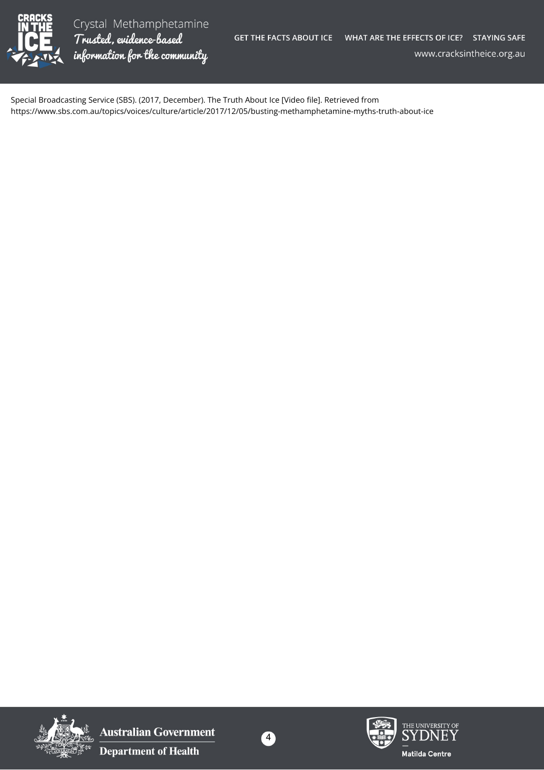Special Broadcasting Service (SBS). (2017, December). The Truth About Ice [Video file]. Retrieved from https://www.sbs.com.au/topics/voices/culture/article/2017/12/05/busting-methamphetamine-myths-truth-about-ice